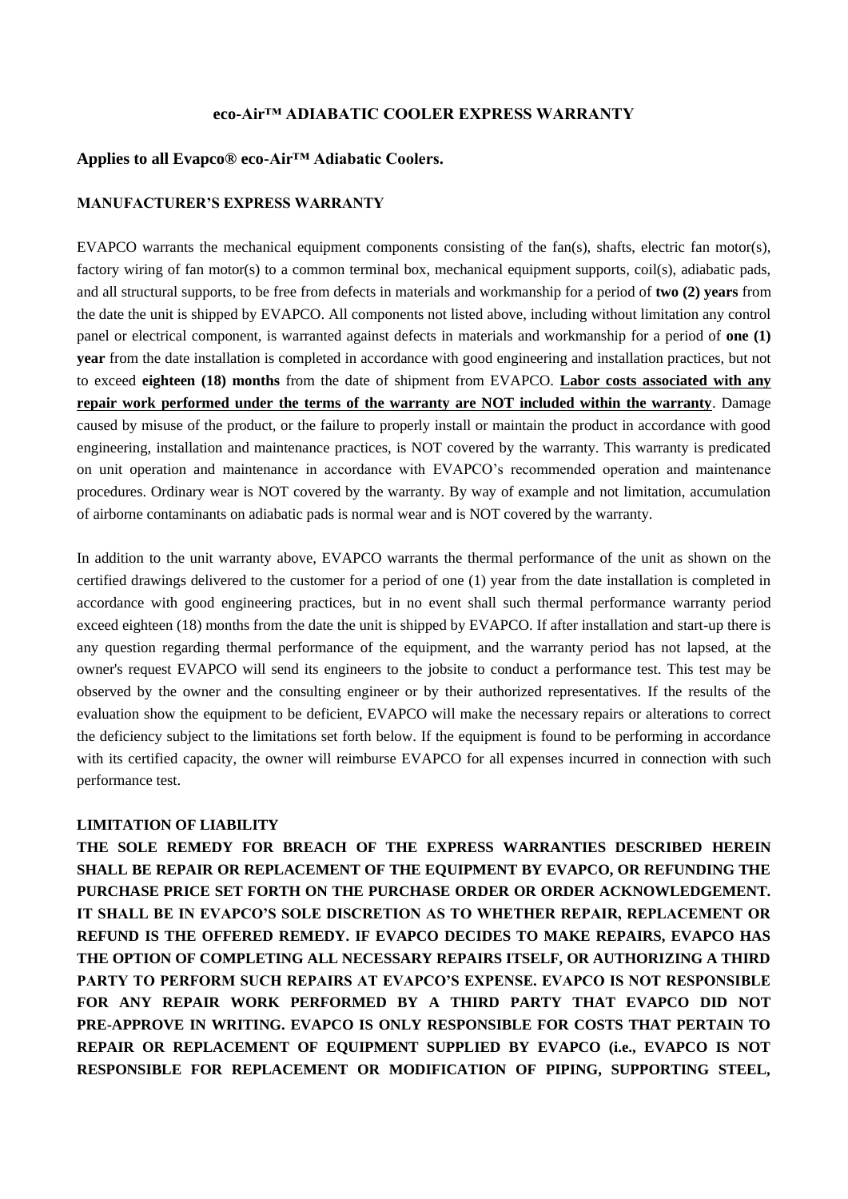# eco-Air™ ADIABATIC COOLER EXPRESS WARRANTY

## Applies to all Evapco® eco-Air™ Adiabatic Coolers.

### MANUFACTURER'S EXPRESS WARRANTY

EVAPCO warrants the mechanical equipment components consisting of the fan(s), shafts, electric fan motor(s), factory wiring of fan motor(s) to a common terminal box, mechanical equipment supports, coil(s), adiabatic pads, and all structural supports, to be free from defects in materials and workmanship for a period of **two (2) years** from the date the unit is shipped by EVAPCO. All components not listed above, including without limitation any control panel or electrical component, is warranted against defects in materials and workmanship for a period of **one (1) year** from the date installation is completed in accordance with good engineering and installation practices, but not to exceed **eighteen (18) months** from the date of shipment from EVAPCO. **Labor costs associated with any repair work performed under the terms of the warranty are NOT included within the warranty**. Damage caused by misuse of the product, or the failure to properly install or maintain the product in accordance with good engineering, installation and maintenance practices, is NOT covered by the warranty. This warranty is predicated on unit operation and maintenance in accordance with EVAPCO's recommended operation and maintenance procedures. Ordinary wear is NOT covered by the warranty. By way of example and not limitation, accumulation of airborne contaminants on adiabatic pads is normal wear and is NOT covered by the warranty.

In addition to the unit warranty above, EVAPCO warrants the thermal performance of the unit as shown on the certified drawings delivered to the customer for a period of one (1) year from the date installation is completed in accordance with good engineering practices, but in no event shall such thermal performance warranty period exceed eighteen (18) months from the date the unit is shipped by EVAPCO. If after installation and start-up there is any question regarding thermal performance of the equipment, and the warranty period has not lapsed, at the owner's request EVAPCO will send its engineers to the jobsite to conduct a performance test. This test may be observed by the owner and the consulting engineer or by their authorized representatives. If the results of the evaluation show the equipment to be deficient, EVAPCO will make the necessary repairs or alterations to correct the deficiency subject to the limitations set forth below. If the equipment is found to be performing in accordance with its certified capacity, the owner will reimburse EVAPCO for all expenses incurred in connection with such performance test.

### LIMITATION OF LIABILITY

**THE SOLE REMEDY FOR BREACH OF THE EXPRESS WARRANTIES DESCRIBED HEREIN SHALL BE REPAIR OR REPLACEMENT OF THE EQUIPMENT BY EVAPCO, OR REFUNDING THE PURCHASE PRICE SET FORTH ON THE PURCHASE ORDER OR ORDER ACKNOWLEDGEMENT. IT SHALL BE IN EVAPCO'S SOLE DISCRETION AS TO WHETHER REPAIR, REPLACEMENT OR REFUND IS THE OFFERED REMEDY. IF EVAPCO DECIDES TO MAKE REPAIRS, EVAPCO HAS THE OPTION OF COMPLETING ALL NECESSARY REPAIRS ITSELF, OR AUTHORIZING A THIRD PARTY TO PERFORM SUCH REPAIRS AT EVAPCO'S EXPENSE. EVAPCO IS NOT RESPONSIBLE FOR ANY REPAIR WORK PERFORMED BY A THIRD PARTY THAT EVAPCO DID NOT PRE-APPROVE IN WRITING. EVAPCO IS ONLY RESPONSIBLE FOR COSTS THAT PERTAIN TO REPAIR OR REPLACEMENT OF EQUIPMENT SUPPLIED BY EVAPCO (i.e., EVAPCO IS NOT RESPONSIBLE FOR REPLACEMENT OR MODIFICATION OF PIPING, SUPPORTING STEEL,**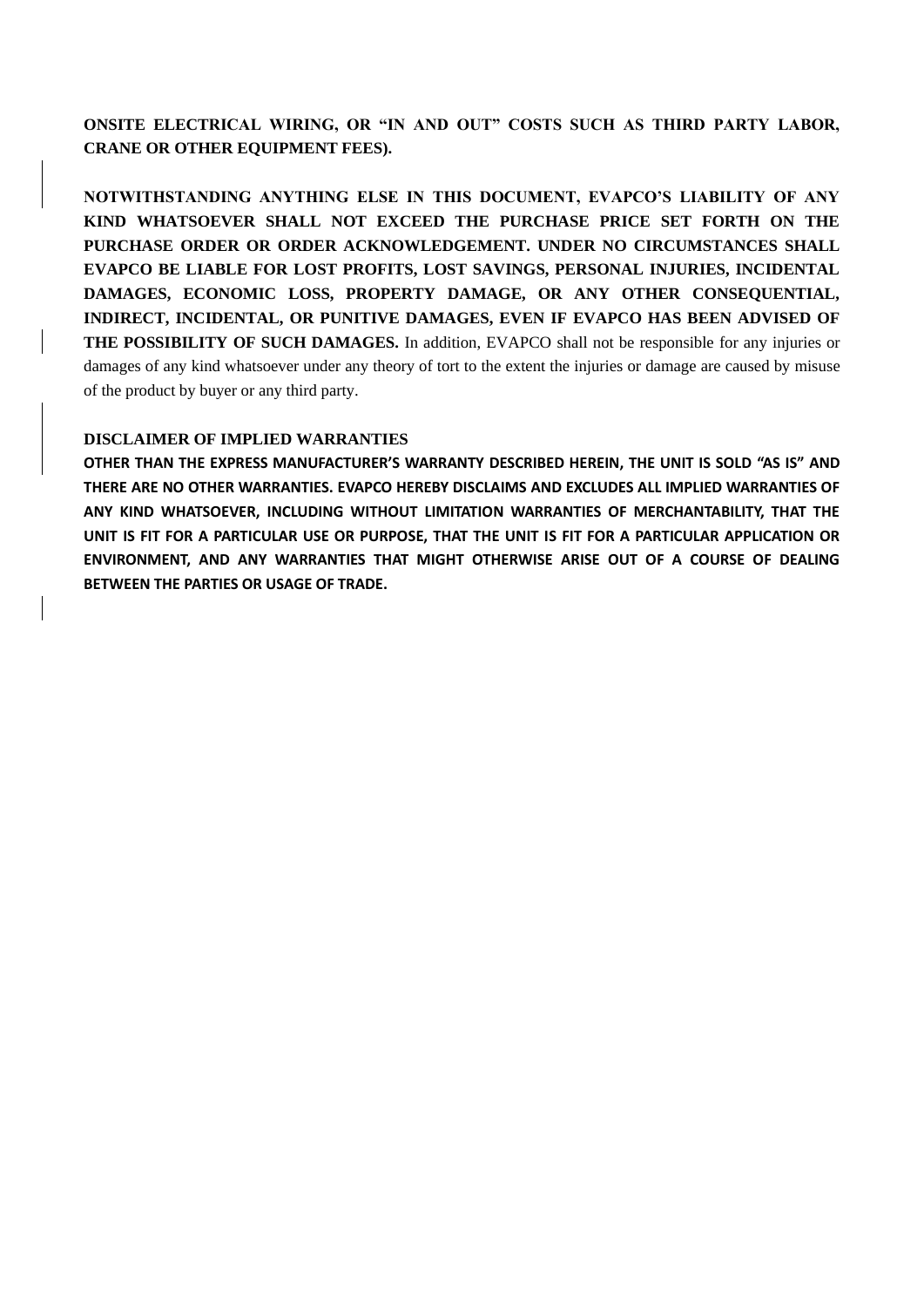**ONSITE ELECTRICAL WIRING, OR "IN AND OUT" COSTS SUCH AS THIRD PARTY LABOR, CRANE OR OTHER EQUIPMENT FEES).**

**NOTWITHSTANDING ANYTHING ELSE IN THIS DOCUMENT, EVAPCO'S LIABILITY OF ANY KIND WHATSOEVER SHALL NOT EXCEED THE PURCHASE PRICE SET FORTH ON THE PURCHASE ORDER OR ORDER ACKNOWLEDGEMENT. UNDER NO CIRCUMSTANCES SHALL EVAPCO BE LIABLE FOR LOST PROFITS, LOST SAVINGS, PERSONAL INJURIES, INCIDENTAL DAMAGES, ECONOMIC LOSS, PROPERTY DAMAGE, OR ANY OTHER CONSEQUENTIAL, INDIRECT, INCIDENTAL, OR PUNITIVE DAMAGES, EVEN IF EVAPCO HAS BEEN ADVISED OF THE POSSIBILITY OF SUCH DAMAGES.** In addition, EVAPCO shall not be responsible for any injuries or damages of any kind whatsoever under any theory of tort to the extent the injuries or damage are caused by misuse of the product by buyer or any third party.

**DISCLAIMER OF IMPLIED WARRANTIES**

**OTHER THAN THE EXPRESS MANUFACTURER'S WARRANTY DESCRIBED HEREIN, THE UNIT IS SOLD "AS IS" AND THERE ARE NO OTHER WARRANTIES. EVAPCO HEREBY DISCLAIMS AND EXCLUDES ALL IMPLIED WARRANTIES OF ANY KIND WHATSOEVER, INCLUDING WITHOUT LIMITATION WARRANTIES OF MERCHANTABILITY, THAT THE UNIT IS FIT FOR A PARTICULAR USE OR PURPOSE, THAT THE UNIT IS FIT FOR A PARTICULAR APPLICATION OR ENVIRONMENT, AND ANY WARRANTIES THAT MIGHT OTHERWISE ARISE OUT OF A COURSE OF DEALING BETWEEN THE PARTIES OR USAGE OF TRADE.**